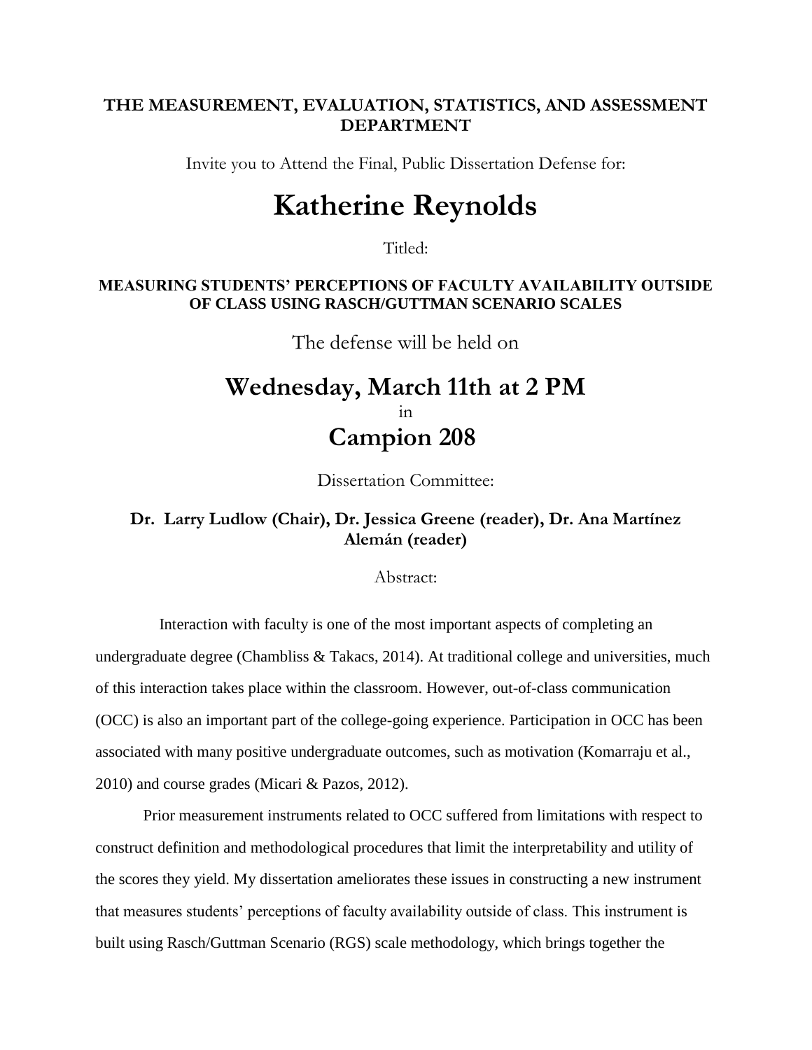**THE MEASUREMENT, EVALUATION, STATISTICS, AND ASSESSMENT DEPARTMENT**

Invite you to Attend the Final, Public Dissertation Defense for:

# Katherine Reynolds

Titled:

**MEASURING STUDENTS' PERCEPTIONS OF FACULTY AVAILABILITY OUTSIDE OF CLASS USING RASCH/GUTTMAN SCENARIO SCALES**

The defense will be held on

## Wednesday, March 11th at 2 PM

in

## Campion 208

Dissertation Committee:

**Dr. Larry Ludlow (Chair), Dr. Jessica Greene (reader), Dr. Ana Martínez Alemán (reader)**

Abstract:

Interaction with faculty is one of the most important aspects of completing an undergraduate degree (Chambliss & Takacs, 2014). At traditional college and universities, much of this interaction takes place within the classroom. However, out-of-class communication (OCC) is also an important part of the college-going experience. Participation in OCC has been associated with many positive undergraduate outcomes, such as motivation (Komarraju et al., 2010) and course grades (Micari & Pazos, 2012).

Prior measurement instruments related to OCC suffered from limitations with respect to construct definition and methodological procedures that limit the interpretability and utility of the scores they yield. My dissertation ameliorates these issues in constructing a new instrument that measures students' perceptions of faculty availability outside of class. This instrument is built using Rasch/Guttman Scenario (RGS) scale methodology, which brings together the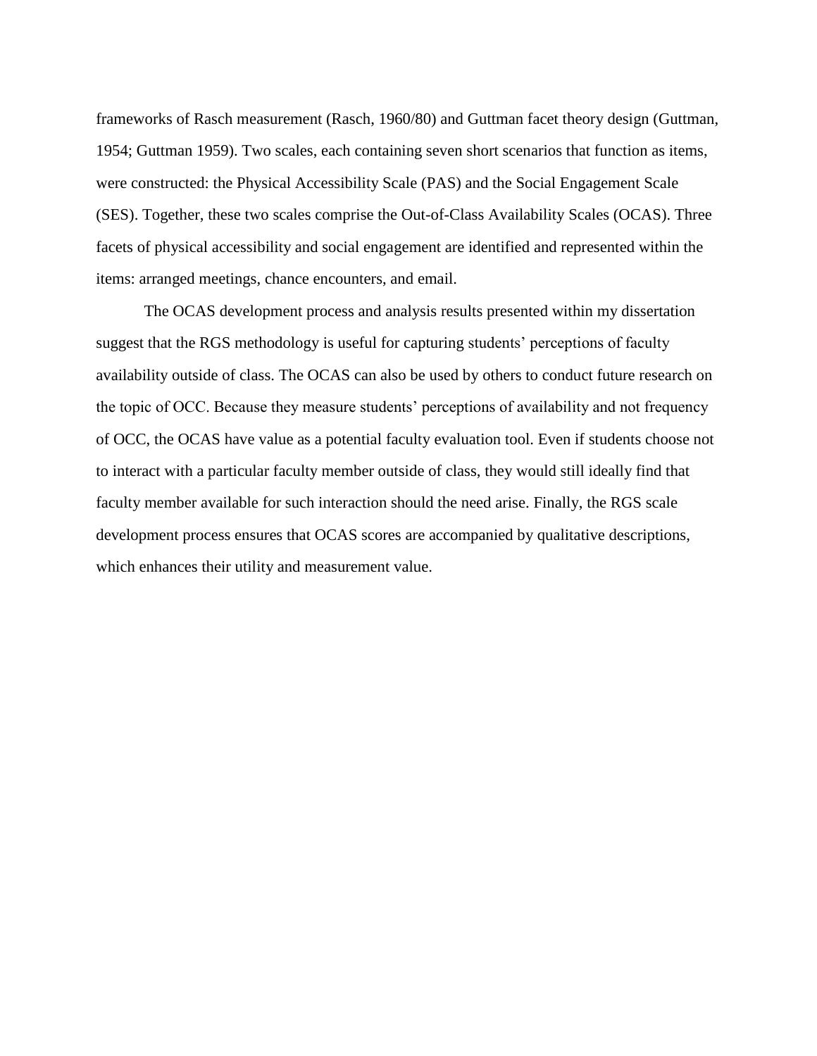frameworks of Rasch measurement (Rasch, 1960/80) and Guttman facet theory design (Guttman, 1954; Guttman 1959). Two scales, each containing seven short scenarios that function as items, were constructed: the Physical Accessibility Scale (PAS) and the Social Engagement Scale (SES). Together, these two scales comprise the Out-of-Class Availability Scales (OCAS). Three facets of physical accessibility and social engagement are identified and represented within the items: arranged meetings, chance encounters, and email.

The OCAS development process and analysis results presented within my dissertation suggest that the RGS methodology is useful for capturing students' perceptions of faculty availability outside of class. The OCAS can also be used by others to conduct future research on the topic of OCC. Because they measure students' perceptions of availability and not frequency of OCC, the OCAS have value as a potential faculty evaluation tool. Even if students choose not to interact with a particular faculty member outside of class, they would still ideally find that faculty member available for such interaction should the need arise. Finally, the RGS scale development process ensures that OCAS scores are accompanied by qualitative descriptions, which enhances their utility and measurement value.